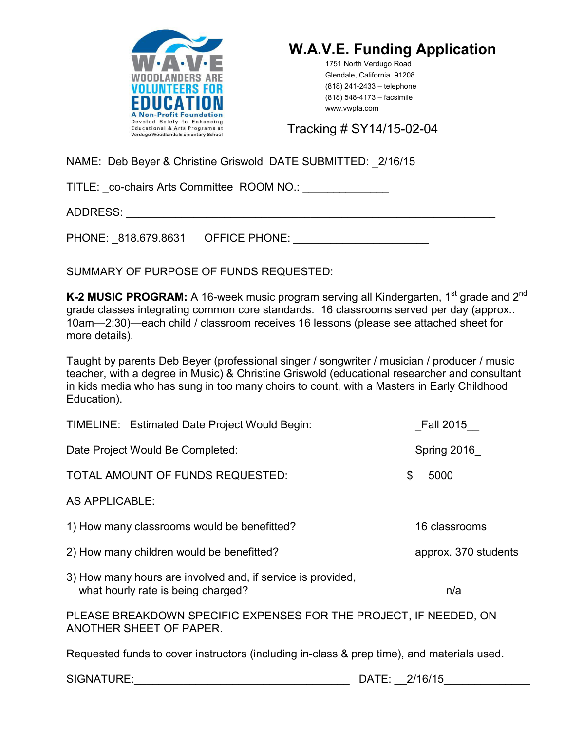W·A·V·E
WOODLANDERS ARE
VOLUNTEERS FOR
EDUCATION
A Non-Profit Foundation
Devoted Solely to Enhancing Educational & Arts Programs at Verdugo Woodlands Elementary School

# W.A.V.E. Funding Application

1751 North Verdugo Road
Glendale, California 91208
(818) 241-2433 – telephone
(818) 548-4173 – facsimile
www.vwpta.com

Tracking # SY14/15-02-04

NAME: Deb Beyer & Christine Griswold DATE SUBMITTED: _2/16/15

TITLE: _co-chairs Arts Committee ROOM NO.: ______________

ADDRESS: ____________________________________________________________

PHONE: _818.679.8631 OFFICE PHONE: ______________________

SUMMARY OF PURPOSE OF FUNDS REQUESTED:

**K-2 MUSIC PROGRAM:** A 16-week music program serving all Kindergarten, 1st grade and 2nd grade classes integrating common core standards. 16 classrooms served per day (approx.. 10am—2:30)—each child / classroom receives 16 lessons (please see attached sheet for more details).

Taught by parents Deb Beyer (professional singer / songwriter / musician / producer / music teacher, with a degree in Music) & Christine Griswold (educational researcher and consultant in kids media who has sung in too many choirs to count, with a Masters in Early Childhood Education).

TIMELINE: Estimated Date Project Would Begin: _Fall 2015__

Date Project Would Be Completed: Spring 2016_

TOTAL AMOUNT OF FUNDS REQUESTED: $ __5000_______

AS APPLICABLE:

1) How many classrooms would be benefitted? 16 classrooms

2) How many children would be benefitted? approx. 370 students

3) How many hours are involved and, if service is provided, what hourly rate is being charged? _____n/a________

PLEASE BREAKDOWN SPECIFIC EXPENSES FOR THE PROJECT, IF NEEDED, ON ANOTHER SHEET OF PAPER.

Requested funds to cover instructors (including in-class & prep time), and materials used.

SIGNATURE:___________________________________ DATE: __2/16/15______________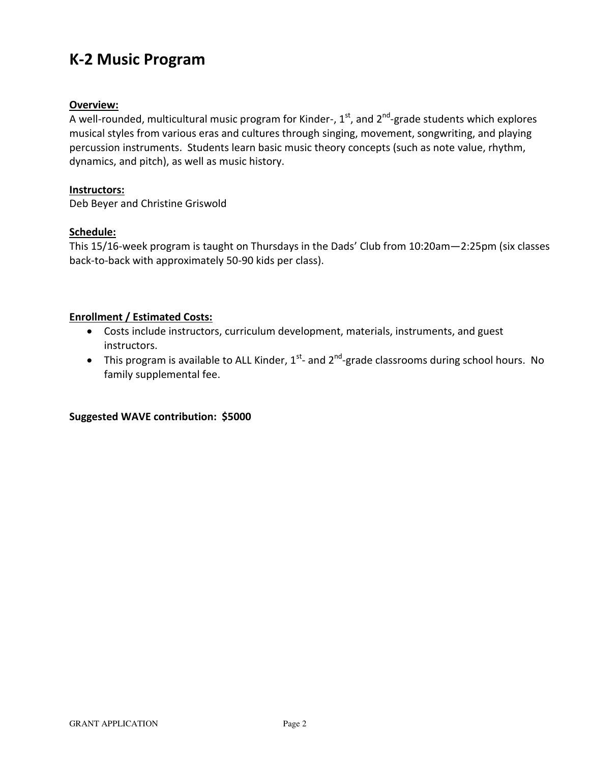# K-2 Music Program

**Overview:**

A well-rounded, multicultural music program for Kinder-, 1st, and 2nd-grade students which explores musical styles from various eras and cultures through singing, movement, songwriting, and playing percussion instruments. Students learn basic music theory concepts (such as note value, rhythm, dynamics, and pitch), as well as music history.

**Instructors:**

Deb Beyer and Christine Griswold

**Schedule:**

This 15/16-week program is taught on Thursdays in the Dads' Club from 10:20am—2:25pm (six classes back-to-back with approximately 50-90 kids per class).

**Enrollment / Estimated Costs:**

- Costs include instructors, curriculum development, materials, instruments, and guest instructors.
- This program is available to ALL Kinder, 1st- and 2nd-grade classrooms during school hours. No family supplemental fee.

**Suggested WAVE contribution: $5000**